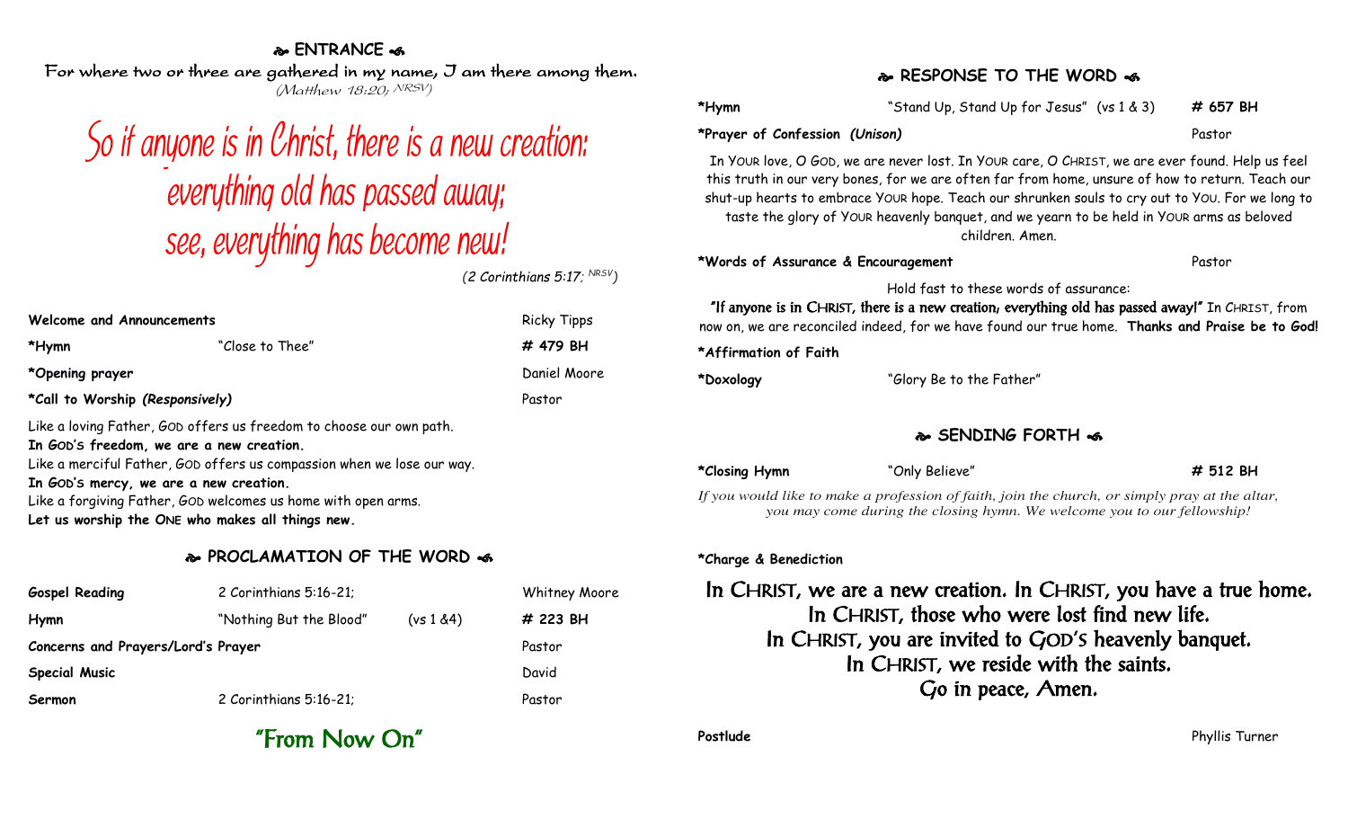## ENTRANCE

For where two or three are gathered in my name, I am there among them.
*(Matthew 18:20; NRSV)*

# So if anyone is in Christ, there is a new creation: everything old has passed away; see, everything has become new!

*(2 Corinthians 5:17; NRSV)*

| | | |
|---|---|---|
| **Welcome and Announcements** | | Ricky Tipps |
| ***Hymn** | "Close to Thee" | **# 479 BH** |
| ***Opening prayer** | | Daniel Moore |
| ***Call to Worship *(Responsively)*** | | Pastor |

Like a loving Father, GOD offers us freedom to choose our own path.
**In GOD'S freedom, we are a new creation.**
Like a merciful Father, GOD offers us compassion when we lose our way.
**In GOD'S mercy, we are a new creation.**
Like a forgiving Father, GOD welcomes us home with open arms.
**Let us worship the ONE who makes all things new.**

## PROCLAMATION OF THE WORD

| | | | |
|---|---|---|---|
| **Gospel Reading** | 2 Corinthians 5:16-21; | | Whitney Moore |
| **Hymn** | "Nothing But the Blood" | (vs 1 &4) | **# 223 BH** |
| **Concerns and Prayers/Lord's Prayer** | | | Pastor |
| **Special Music** | | | David |
| **Sermon** | 2 Corinthians 5:16-21; | | Pastor |

### "From Now On"

## RESPONSE TO THE WORD

| | | |
|---|---|---|
| ***Hymn** | "Stand Up, Stand Up for Jesus" (vs 1 & 3) | **# 657 BH** |
| ***Prayer of Confession *(Unison)*** | | Pastor |

In YOUR love, O GOD, we are never lost. In YOUR care, O CHRIST, we are ever found. Help us feel this truth in our very bones, for we are often far from home, unsure of how to return. Teach our shut-up hearts to embrace YOUR hope. Teach our shrunken souls to cry out to YOU. For we long to taste the glory of YOUR heavenly banquet, and we yearn to be held in YOUR arms as beloved children. Amen.

| | |
|---|---|
| ***Words of Assurance & Encouragement** | Pastor |

Hold fast to these words of assurance:
**"If anyone is in CHRIST, there is a new creation; everything old has passed away!"** In CHRIST, from now on, we are reconciled indeed, for we have found our true home. **Thanks and Praise be to God!**

***Affirmation of Faith**

***Doxology** "Glory Be to the Father"

## SENDING FORTH

| | | |
|---|---|---|
| ***Closing Hymn** | "Only Believe" | **# 512 BH** |

*If you would like to make a profession of faith, join the church, or simply pray at the altar, you may come during the closing hymn. We welcome you to our fellowship!*

***Charge & Benediction**

**In CHRIST, we are a new creation. In CHRIST, you have a true home.
In CHRIST, those who were lost find new life.
In CHRIST, you are invited to GOD'S heavenly banquet.
In CHRIST, we reside with the saints.
Go in peace, Amen.**

| | |
|---|---|
| **Postlude** | Phyllis Turner |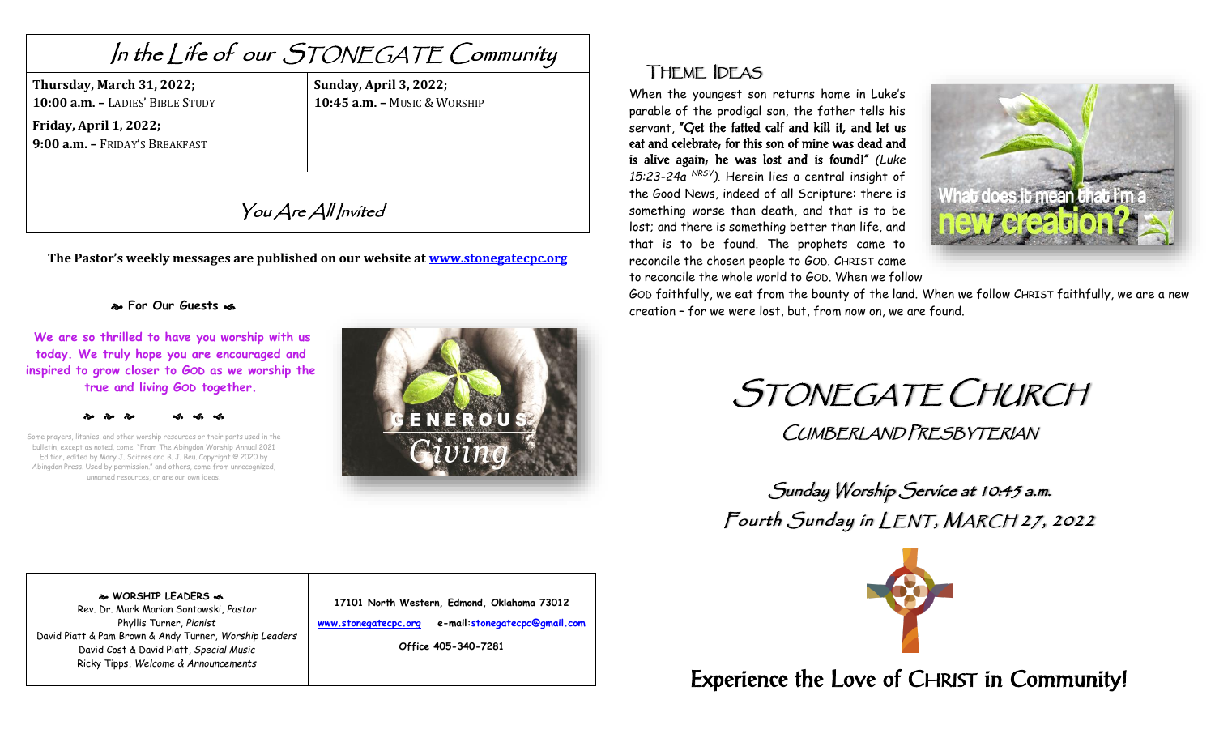# In the Life of our STONEGATE Community

**Thursday, March 31, 2022;**
**10:00 a.m.** – LADIES' BIBLE STUDY

**Friday, April 1, 2022;**
**9:00 a.m.** – FRIDAY'S BREAKFAST

**Sunday, April 3, 2022;**
**10:45 a.m.** – MUSIC & WORSHIP

You Are All Invited

**The Pastor's weekly messages are published on our website at [www.stonegatecpc.org](http://www.stonegatecpc.org)**

**For Our Guests**

**We are so thrilled to have you worship with us today. We truly hope you are encouraged and inspired to grow closer to GOD as we worship the true and living GOD together.**

Some prayers, litanies, and other worship resources or their parts used in the bulletin, except as noted, come: "From The Abingdon Worship Annual 2021 Edition, edited by Mary J. Scifres and B. J. Beu. Copyright © 2020 by Abingdon Press. Used by permission." and others, come from unrecognized, unnamed resources, or are our own ideas.

GENEROUS Giving

**WORSHIP LEADERS**
Rev. Dr. Mark Marian Sontowski, *Pastor*
Phyllis Turner, *Pianist*
David Piatt & Pam Brown & Andy Turner, *Worship Leaders*
David Cost & David Piatt, *Special Music*
Ricky Tipps, *Welcome & Announcements*

**17101 North Western, Edmond, Oklahoma 73012**
**[www.stonegatecpc.org](http://www.stonegatecpc.org)** **e-mail: stonegatecpc@gmail.com**
**Office 405-340-7281**

## THEME IDEAS

When the youngest son returns home in Luke's parable of the prodigal son, the father tells his servant, **"Get the fatted calf and kill it, and let us eat and celebrate; for this son of mine was dead and is alive again; he was lost and is found!"** *(Luke 15:23-24a NRSV).* Herein lies a central insight of the Good News, indeed of all Scripture: there is something worse than death, and that is to be lost; and there is something better than life, and that is to be found. The prophets came to reconcile the chosen people to GOD. CHRIST came to reconcile the whole world to GOD. When we follow GOD faithfully, we eat from the bounty of the land. When we follow CHRIST faithfully, we are a new creation – for we were lost, but, from now on, we are found.

What does it mean that I'm a new creation?

# STONEGATE CHURCH

CUMBERLAND PRESBYTERIAN

Sunday Worship Service at 10:45 a.m.
Fourth Sunday in LENT, MARCH 27, 2022

**Experience the Love of CHRIST in Community!**